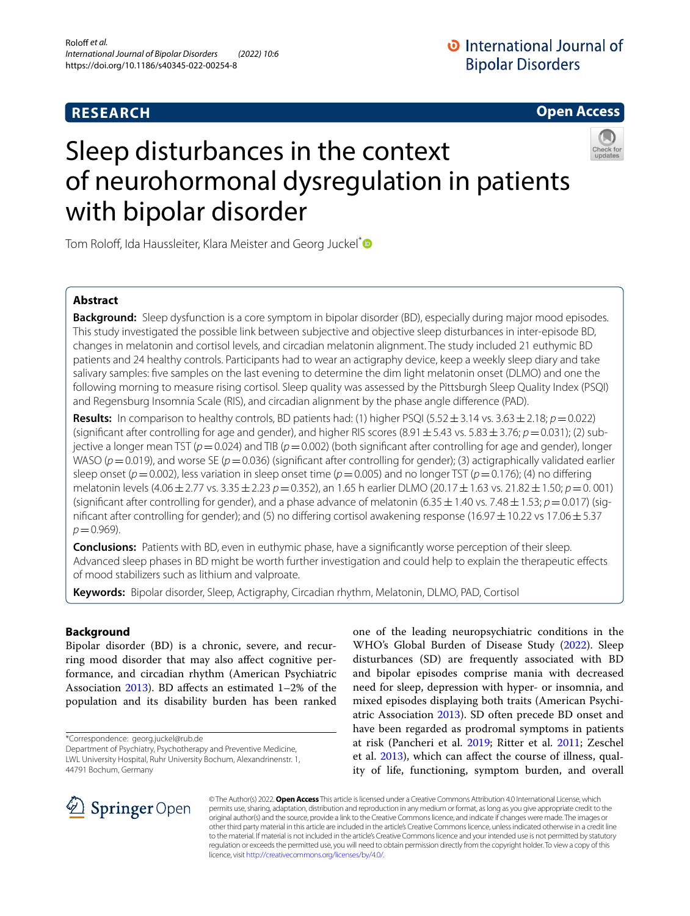RESEARCH

Open Access

# Sleep disturbances in the context of neurohormonal dysregulation in patients with bipolar disorder

Tom Roloff, Ida Haussleiter, Klara Meister and Georg Juckel*

## Abstract

**Background:** Sleep dysfunction is a core symptom in bipolar disorder (BD), especially during major mood episodes. This study investigated the possible link between subjective and objective sleep disturbances in inter-episode BD, changes in melatonin and cortisol levels, and circadian melatonin alignment. The study included 21 euthymic BD patients and 24 healthy controls. Participants had to wear an actigraphy device, keep a weekly sleep diary and take salivary samples: five samples on the last evening to determine the dim light melatonin onset (DLMO) and one the following morning to measure rising cortisol. Sleep quality was assessed by the Pittsburgh Sleep Quality Index (PSQI) and Regensburg Insomnia Scale (RIS), and circadian alignment by the phase angle difference (PAD).

**Results:** In comparison to healthy controls, BD patients had: (1) higher PSQI (5.52 ± 3.14 vs. 3.63 ± 2.18; $p = 0.022$) (significant after controlling for age and gender), and higher RIS scores (8.91 ± 5.43 vs. 5.83 ± 3.76; $p = 0.031$); (2) subjective a longer mean TST ($p = 0.024$) and TIB ($p = 0.002$) (both significant after controlling for age and gender), longer WASO ($p = 0.019$), and worse SE ($p = 0.036$) (significant after controlling for gender); (3) actigraphically validated earlier sleep onset ($p = 0.002$), less variation in sleep onset time ($p = 0.005$) and no longer TST ($p = 0.176$); (4) no differing melatonin levels (4.06 ± 2.77 vs. 3.35 ± 2.23 $p = 0.352$), an 1.65 h earlier DLMO (20.17 ± 1.63 vs. 21.82 ± 1.50; $p = 0.001$) (significant after controlling for gender), and a phase advance of melatonin (6.35 ± 1.40 vs. 7.48 ± 1.53; $p = 0.017$) (significant after controlling for gender); and (5) no differing cortisol awakening response (16.97 ± 10.22 vs 17.06 ± 5.37 $p = 0.969$).

**Conclusions:** Patients with BD, even in euthymic phase, have a significantly worse perception of their sleep. Advanced sleep phases in BD might be worth further investigation and could help to explain the therapeutic effects of mood stabilizers such as lithium and valproate.

**Keywords:** Bipolar disorder, Sleep, Actigraphy, Circadian rhythm, Melatonin, DLMO, PAD, Cortisol

## Background

Bipolar disorder (BD) is a chronic, severe, and recurring mood disorder that may also affect cognitive performance, and circadian rhythm (American Psychiatric Association 2013). BD affects an estimated 1–2% of the population and its disability burden has been ranked one of the leading neuropsychiatric conditions in the WHO's Global Burden of Disease Study (2022). Sleep disturbances (SD) are frequently associated with BD and bipolar episodes comprise mania with decreased need for sleep, depression with hyper- or insomnia, and mixed episodes displaying both traits (American Psychiatric Association 2013). SD often precede BD onset and have been regarded as prodromal symptoms in patients at risk (Pancheri et al. 2019; Ritter et al. 2011; Zeschel et al. 2013), which can affect the course of illness, quality of life, functioning, symptom burden, and overall

*Correspondence: georg.juckel@rub.de
Department of Psychiatry, Psychotherapy and Preventive Medicine, LWL University Hospital, Ruhr University Bochum, Alexandrinenstr. 1, 44791 Bochum, Germany

© The Author(s) 2022. **Open Access** This article is licensed under a Creative Commons Attribution 4.0 International License, which permits use, sharing, adaptation, distribution and reproduction in any medium or format, as long as you give appropriate credit to the original author(s) and the source, provide a link to the Creative Commons licence, and indicate if changes were made. The images or other third party material in this article are included in the article's Creative Commons licence, unless indicated otherwise in a credit line to the material. If material is not included in the article's Creative Commons licence and your intended use is not permitted by statutory regulation or exceeds the permitted use, you will need to obtain permission directly from the copyright holder. To view a copy of this licence, visit http://creativecommons.org/licenses/by/4.0/.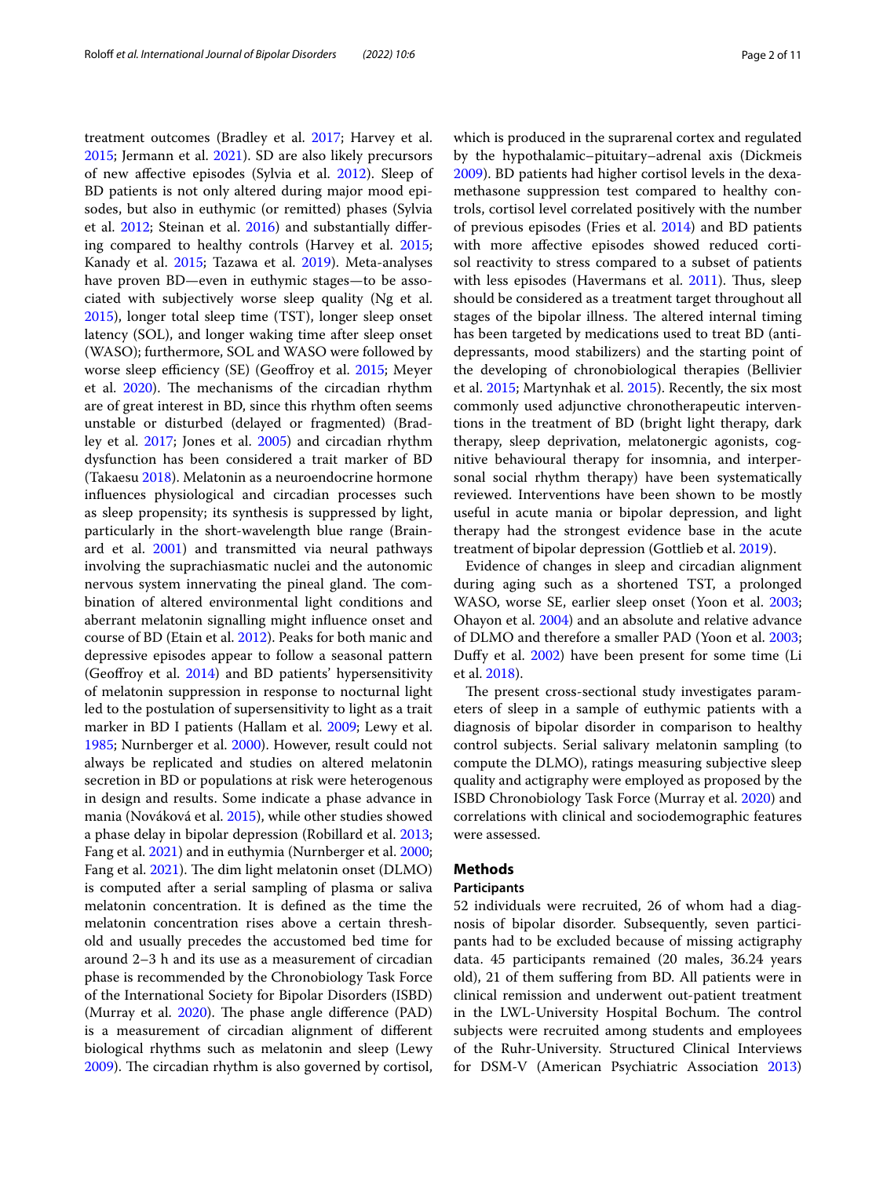treatment outcomes (Bradley et al. 2017; Harvey et al. 2015; Jermann et al. 2021). SD are also likely precursors of new affective episodes (Sylvia et al. 2012). Sleep of BD patients is not only altered during major mood episodes, but also in euthymic (or remitted) phases (Sylvia et al. 2012; Steinan et al. 2016) and substantially differing compared to healthy controls (Harvey et al. 2015; Kanady et al. 2015; Tazawa et al. 2019). Meta-analyses have proven BD—even in euthymic stages—to be associated with subjectively worse sleep quality (Ng et al. 2015), longer total sleep time (TST), longer sleep onset latency (SOL), and longer waking time after sleep onset (WASO); furthermore, SOL and WASO were followed by worse sleep efficiency (SE) (Geoffroy et al. 2015; Meyer et al. 2020). The mechanisms of the circadian rhythm are of great interest in BD, since this rhythm often seems unstable or disturbed (delayed or fragmented) (Bradley et al. 2017; Jones et al. 2005) and circadian rhythm dysfunction has been considered a trait marker of BD (Takaesu 2018). Melatonin as a neuroendocrine hormone influences physiological and circadian processes such as sleep propensity; its synthesis is suppressed by light, particularly in the short-wavelength blue range (Brainard et al. 2001) and transmitted via neural pathways involving the suprachiasmatic nuclei and the autonomic nervous system innervating the pineal gland. The combination of altered environmental light conditions and aberrant melatonin signalling might influence onset and course of BD (Etain et al. 2012). Peaks for both manic and depressive episodes appear to follow a seasonal pattern (Geoffroy et al. 2014) and BD patients' hypersensitivity of melatonin suppression in response to nocturnal light led to the postulation of supersensitivity to light as a trait marker in BD I patients (Hallam et al. 2009; Lewy et al. 1985; Nurnberger et al. 2000). However, result could not always be replicated and studies on altered melatonin secretion in BD or populations at risk were heterogenous in design and results. Some indicate a phase advance in mania (Nováková et al. 2015), while other studies showed a phase delay in bipolar depression (Robillard et al. 2013; Fang et al. 2021) and in euthymia (Nurnberger et al. 2000; Fang et al. 2021). The dim light melatonin onset (DLMO) is computed after a serial sampling of plasma or saliva melatonin concentration. It is defined as the time the melatonin concentration rises above a certain threshold and usually precedes the accustomed bed time for around 2–3 h and its use as a measurement of circadian phase is recommended by the Chronobiology Task Force of the International Society for Bipolar Disorders (ISBD) (Murray et al. 2020). The phase angle difference (PAD) is a measurement of circadian alignment of different biological rhythms such as melatonin and sleep (Lewy 2009). The circadian rhythm is also governed by cortisol, which is produced in the suprarenal cortex and regulated by the hypothalamic–pituitary–adrenal axis (Dickmeis 2009). BD patients had higher cortisol levels in the dexamethasone suppression test compared to healthy controls, cortisol level correlated positively with the number of previous episodes (Fries et al. 2014) and BD patients with more affective episodes showed reduced cortisol reactivity to stress compared to a subset of patients with less episodes (Havermans et al. 2011). Thus, sleep should be considered as a treatment target throughout all stages of the bipolar illness. The altered internal timing has been targeted by medications used to treat BD (antidepressants, mood stabilizers) and the starting point of the developing of chronobiological therapies (Bellivier et al. 2015; Martynhak et al. 2015). Recently, the six most commonly used adjunctive chronotherapeutic interventions in the treatment of BD (bright light therapy, dark therapy, sleep deprivation, melatonergic agonists, cognitive behavioural therapy for insomnia, and interpersonal social rhythm therapy) have been systematically reviewed. Interventions have been shown to be mostly useful in acute mania or bipolar depression, and light therapy had the strongest evidence base in the acute treatment of bipolar depression (Gottlieb et al. 2019).

Evidence of changes in sleep and circadian alignment during aging such as a shortened TST, a prolonged WASO, worse SE, earlier sleep onset (Yoon et al. 2003; Ohayon et al. 2004) and an absolute and relative advance of DLMO and therefore a smaller PAD (Yoon et al. 2003; Duffy et al. 2002) have been present for some time (Li et al. 2018).

The present cross-sectional study investigates parameters of sleep in a sample of euthymic patients with a diagnosis of bipolar disorder in comparison to healthy control subjects. Serial salivary melatonin sampling (to compute the DLMO), ratings measuring subjective sleep quality and actigraphy were employed as proposed by the ISBD Chronobiology Task Force (Murray et al. 2020) and correlations with clinical and sociodemographic features were assessed.

## Methods

### Participants

52 individuals were recruited, 26 of whom had a diagnosis of bipolar disorder. Subsequently, seven participants had to be excluded because of missing actigraphy data. 45 participants remained (20 males, 36.24 years old), 21 of them suffering from BD. All patients were in clinical remission and underwent out-patient treatment in the LWL-University Hospital Bochum. The control subjects were recruited among students and employees of the Ruhr-University. Structured Clinical Interviews for DSM-V (American Psychiatric Association 2013)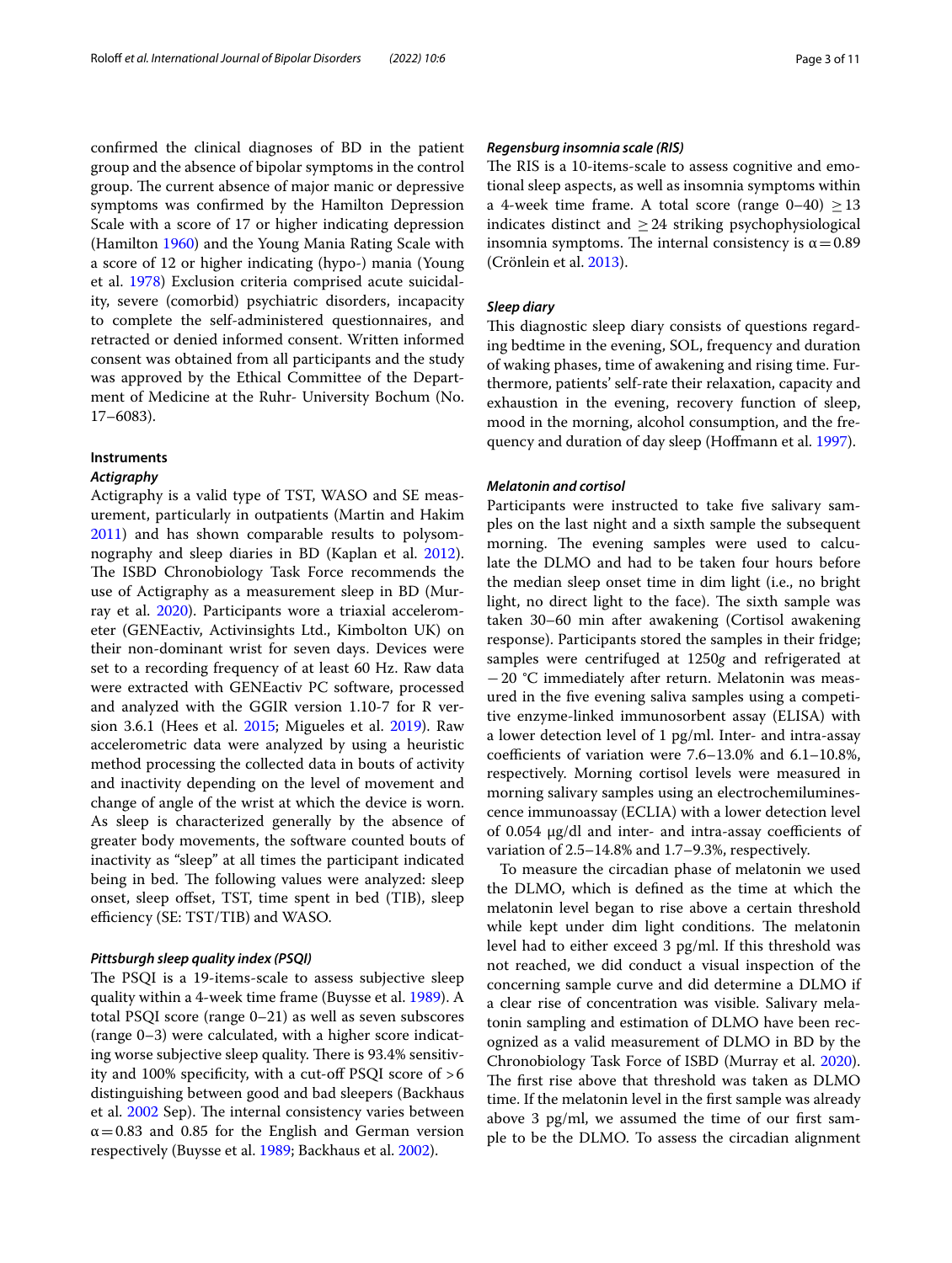confirmed the clinical diagnoses of BD in the patient group and the absence of bipolar symptoms in the control group. The current absence of major manic or depressive symptoms was confirmed by the Hamilton Depression Scale with a score of 17 or higher indicating depression (Hamilton 1960) and the Young Mania Rating Scale with a score of 12 or higher indicating (hypo-) mania (Young et al. 1978) Exclusion criteria comprised acute suicidality, severe (comorbid) psychiatric disorders, incapacity to complete the self-administered questionnaires, and retracted or denied informed consent. Written informed consent was obtained from all participants and the study was approved by the Ethical Committee of the Department of Medicine at the Ruhr- University Bochum (No. 17–6083).

## Instruments

### *Actigraphy*

Actigraphy is a valid type of TST, WASO and SE measurement, particularly in outpatients (Martin and Hakim 2011) and has shown comparable results to polysomnography and sleep diaries in BD (Kaplan et al. 2012). The ISBD Chronobiology Task Force recommends the use of Actigraphy as a measurement sleep in BD (Murray et al. 2020). Participants wore a triaxial accelerometer (GENEactiv, Activinsights Ltd., Kimbolton UK) on their non-dominant wrist for seven days. Devices were set to a recording frequency of at least 60 Hz. Raw data were extracted with GENEactiv PC software, processed and analyzed with the GGIR version 1.10-7 for R version 3.6.1 (Hees et al. 2015; Migueles et al. 2019). Raw accelerometric data were analyzed by using a heuristic method processing the collected data in bouts of activity and inactivity depending on the level of movement and change of angle of the wrist at which the device is worn. As sleep is characterized generally by the absence of greater body movements, the software counted bouts of inactivity as "sleep" at all times the participant indicated being in bed. The following values were analyzed: sleep onset, sleep offset, TST, time spent in bed (TIB), sleep efficiency (SE: TST/TIB) and WASO.

### *Pittsburgh sleep quality index (PSQI)*

The PSQI is a 19-items-scale to assess subjective sleep quality within a 4-week time frame (Buysse et al. 1989). A total PSQI score (range 0–21) as well as seven subscores (range 0–3) were calculated, with a higher score indicating worse subjective sleep quality. There is 93.4% sensitivity and 100% specificity, with a cut-off PSQI score of >6 distinguishing between good and bad sleepers (Backhaus et al. 2002 Sep). The internal consistency varies between $\alpha = 0.83$ and 0.85 for the English and German version respectively (Buysse et al. 1989; Backhaus et al. 2002).

### *Regensburg insomnia scale (RIS)*

The RIS is a 10-items-scale to assess cognitive and emotional sleep aspects, as well as insomnia symptoms within a 4-week time frame. A total score (range 0–40) $\geq 13$ indicates distinct and $\geq 24$ striking psychophysiological insomnia symptoms. The internal consistency is $\alpha = 0.89$ (Crönlein et al. 2013).

### *Sleep diary*

This diagnostic sleep diary consists of questions regarding bedtime in the evening, SOL, frequency and duration of waking phases, time of awakening and rising time. Furthermore, patients' self-rate their relaxation, capacity and exhaustion in the evening, recovery function of sleep, mood in the morning, alcohol consumption, and the frequency and duration of day sleep (Hoffmann et al. 1997).

### *Melatonin and cortisol*

Participants were instructed to take five salivary samples on the last night and a sixth sample the subsequent morning. The evening samples were used to calculate the DLMO and had to be taken four hours before the median sleep onset time in dim light (i.e., no bright light, no direct light to the face). The sixth sample was taken 30–60 min after awakening (Cortisol awakening response). Participants stored the samples in their fridge; samples were centrifuged at 1250*g* and refrigerated at −20 °C immediately after return. Melatonin was measured in the five evening saliva samples using a competitive enzyme-linked immunosorbent assay (ELISA) with a lower detection level of 1 pg/ml. Inter- and intra-assay coefficients of variation were 7.6–13.0% and 6.1–10.8%, respectively. Morning cortisol levels were measured in morning salivary samples using an electrochemiluminescence immunoassay (ECLIA) with a lower detection level of 0.054 µg/dl and inter- and intra-assay coefficients of variation of 2.5–14.8% and 1.7–9.3%, respectively.

To measure the circadian phase of melatonin we used the DLMO, which is defined as the time at which the melatonin level began to rise above a certain threshold while kept under dim light conditions. The melatonin level had to either exceed 3 pg/ml. If this threshold was not reached, we did conduct a visual inspection of the concerning sample curve and did determine a DLMO if a clear rise of concentration was visible. Salivary melatonin sampling and estimation of DLMO have been recognized as a valid measurement of DLMO in BD by the Chronobiology Task Force of ISBD (Murray et al. 2020). The first rise above that threshold was taken as DLMO time. If the melatonin level in the first sample was already above 3 pg/ml, we assumed the time of our first sample to be the DLMO. To assess the circadian alignment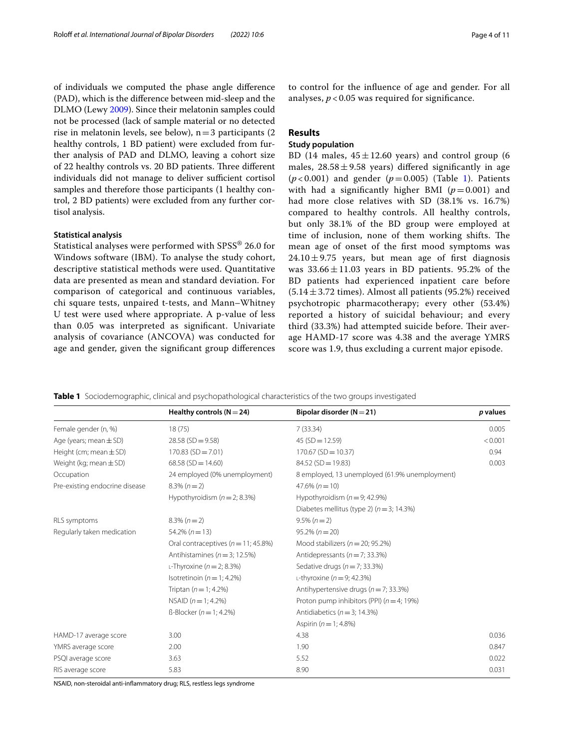of individuals we computed the phase angle difference (PAD), which is the difference between mid-sleep and the DLMO (Lewy 2009). Since their melatonin samples could not be processed (lack of sample material or no detected rise in melatonin levels, see below), n = 3 participants (2 healthy controls, 1 BD patient) were excluded from further analysis of PAD and DLMO, leaving a cohort size of 22 healthy controls vs. 20 BD patients. Three different individuals did not manage to deliver sufficient cortisol samples and therefore those participants (1 healthy control, 2 BD patients) were excluded from any further cortisol analysis.

### Statistical analysis

Statistical analyses were performed with SPSS® 26.0 for Windows software (IBM). To analyse the study cohort, descriptive statistical methods were used. Quantitative data are presented as mean and standard deviation. For comparison of categorical and continuous variables, chi square tests, unpaired t-tests, and Mann–Whitney U test were used where appropriate. A p-value of less than 0.05 was interpreted as significant. Univariate analysis of covariance (ANCOVA) was conducted for age and gender, given the significant group differences to control for the influence of age and gender. For all analyses, $p < 0.05$ was required for significance.

## Results

### Study population

BD (14 males, $45 \pm 12.60$ years) and control group (6 males, $28.58 \pm 9.58$ years) differed significantly in age ($p < 0.001$) and gender ($p = 0.005$) (Table 1). Patients with had a significantly higher BMI ($p = 0.001$) and had more close relatives with SD (38.1% vs. 16.7%) compared to healthy controls, but only 38.1% of the BD group were employed at time of inclusion, none of them working shifts. The mean age of onset of the first mood symptoms was $24.10 \pm 9.75$ years, but mean age of first diagnosis was $33.66 \pm 11.03$ years in BD patients. 95.2% of the BD patients had experienced inpatient care before ($5.14 \pm 3.72$ times). Almost all patients (95.2%) received psychotropic pharmacotherapy; every other (53.4%) reported a history of suicidal behaviour; and every third (33.3%) had attempted suicide before. Their average HAMD-17 score was 4.38 and the average YMRS score was 1.9, thus excluding a current major episode.

**Table 1** Sociodemographic, clinical and psychopathological characteristics of the two groups investigated

| | Healthy controls (N = 24) | Bipolar disorder (N = 21) | p values |
|---|---|---|---|
| Female gender (n, %) | 18 (75) | 7 (33.34) | 0.005 |
| Age (years; mean ± SD) | 28.58 (SD = 9.58) | 45 (SD = 12.59) | < 0.001 |
| Height (cm; mean ± SD) | 170.83 (SD = 7.01) | 170.67 (SD = 10.37) | 0.94 |
| Weight (kg; mean ± SD) | 68.58 (SD = 14.60) | 84.52 (SD = 19.83) | 0.003 |
| Occupation | 24 employed (0% unemployment) | 8 employed, 13 unemployed (61.9% unemployment) | |
| Pre-existing endocrine disease | 8.3% (n = 2) | 47.6% (n = 10) | |
| | Hypothyroidism (n = 2; 8.3%) | Hypothyroidism (n = 9; 42.9%) | |
| | | Diabetes mellitus (type 2) (n = 3; 14.3%) | |
| RLS symptoms | 8.3% (n = 2) | 9.5% (n = 2) | |
| Regularly taken medication | 54.2% (n = 13) | 95.2% (n = 20) | |
| | Oral contraceptives (n = 11; 45.8%) | Mood stabilizers (n = 20; 95.2%) | |
| | Antihistamines (n = 3; 12.5%) | Antidepressants (n = 7; 33.3%) | |
| | L-Thyroxine (n = 2; 8.3%) | Sedative drugs (n = 7; 33.3%) | |
| | Isotretinoin (n = 1; 4.2%) | L-thyroxine (n = 9; 42.3%) | |
| | Triptan (n = 1; 4.2%) | Antihypertensive drugs (n = 7; 33.3%) | |
| | NSAID (n = 1; 4.2%) | Proton pump inhibitors (PPI) (n = 4; 19%) | |
| | ß-Blocker (n = 1; 4.2%) | Antidiabetics (n = 3; 14.3%) | |
| | | Aspirin (n = 1; 4.8%) | |
| HAMD-17 average score | 3.00 | 4.38 | 0.036 |
| YMRS average score | 2.00 | 1.90 | 0.847 |
| PSQI average score | 3.63 | 5.52 | 0.022 |
| RIS average score | 5.83 | 8.90 | 0.031 |

NSAID, non-steroidal anti-inflammatory drug; RLS, restless legs syndrome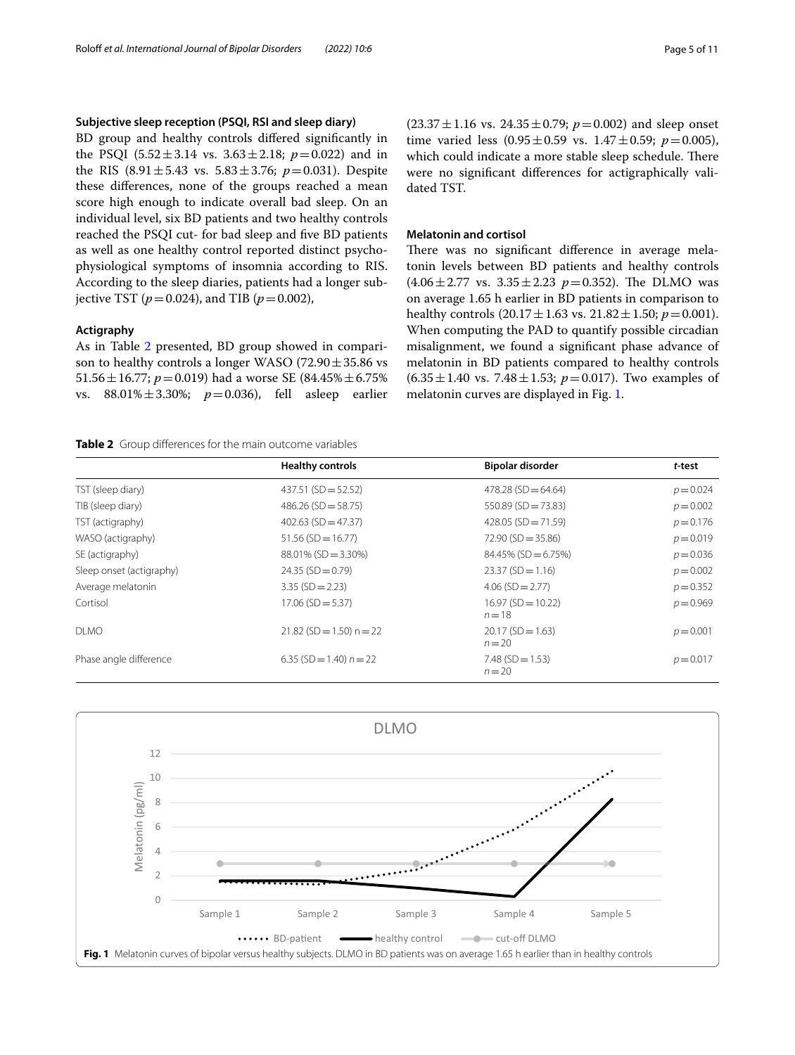### Subjective sleep reception (PSQI, RSI and sleep diary)

BD group and healthy controls differed significantly in the PSQI (5.52 ± 3.14 vs. 3.63 ± 2.18; $p = 0.022$) and in the RIS (8.91 ± 5.43 vs. 5.83 ± 3.76; $p = 0.031$). Despite these differences, none of the groups reached a mean score high enough to indicate overall bad sleep. On an individual level, six BD patients and two healthy controls reached the PSQI cut- for bad sleep and five BD patients as well as one healthy control reported distinct psychophysiological symptoms of insomnia according to RIS. According to the sleep diaries, patients had a longer subjective TST ($p = 0.024$), and TIB ($p = 0.002$),

### Actigraphy

As in Table 2 presented, BD group showed in comparison to healthy controls a longer WASO (72.90 ± 35.86 vs 51.56 ± 16.77; $p = 0.019$) had a worse SE (84.45% ± 6.75% vs. 88.01% ± 3.30%; $p = 0.036$), fell asleep earlier (23.37 ± 1.16 vs. 24.35 ± 0.79; $p = 0.002$) and sleep onset time varied less (0.95 ± 0.59 vs. 1.47 ± 0.59; $p = 0.005$), which could indicate a more stable sleep schedule. There were no significant differences for actigraphically validated TST.

### Melatonin and cortisol

There was no significant difference in average melatonin levels between BD patients and healthy controls (4.06 ± 2.77 vs. 3.35 ± 2.23 $p = 0.352$). The DLMO was on average 1.65 h earlier in BD patients in comparison to healthy controls (20.17 ± 1.63 vs. 21.82 ± 1.50; $p = 0.001$). When computing the PAD to quantify possible circadian misalignment, we found a significant phase advance of melatonin in BD patients compared to healthy controls (6.35 ± 1.40 vs. 7.48 ± 1.53; $p = 0.017$). Two examples of melatonin curves are displayed in Fig. 1.

**Table 2** Group differences for the main outcome variables

| | Healthy controls | Bipolar disorder | *t*-test |
|---|---|---|---|
| TST (sleep diary) | 437.51 (SD = 52.52) | 478.28 (SD = 64.64) | $p = 0.024$ |
| TIB (sleep diary) | 486.26 (SD = 58.75) | 550.89 (SD = 73.83) | $p = 0.002$ |
| TST (actigraphy) | 402.63 (SD = 47.37) | 428.05 (SD = 71.59) | $p = 0.176$ |
| WASO (actigraphy) | 51.56 (SD = 16.77) | 72.90 (SD = 35.86) | $p = 0.019$ |
| SE (actigraphy) | 88.01% (SD = 3.30%) | 84.45% (SD = 6.75%) | $p = 0.036$ |
| Sleep onset (actigraphy) | 24.35 (SD = 0.79) | 23.37 (SD = 1.16) | $p = 0.002$ |
| Average melatonin | 3.35 (SD = 2.23) | 4.06 (SD = 2.77) | $p = 0.352$ |
| Cortisol | 17.06 (SD = 5.37) | 16.97 (SD = 10.22) $n = 18$ | $p = 0.969$ |
| DLMO | 21.82 (SD = 1.50) n = 22 | 20.17 (SD = 1.63) $n = 20$ | $p = 0.001$ |
| Phase angle difference | 6.35 (SD = 1.40) $n = 22$ | 7.48 (SD = 1.53) $n = 20$ | $p = 0.017$ |

**Fig. 1** Melatonin curves of bipolar versus healthy subjects. DLMO in BD patients was on average 1.65 h earlier than in healthy controls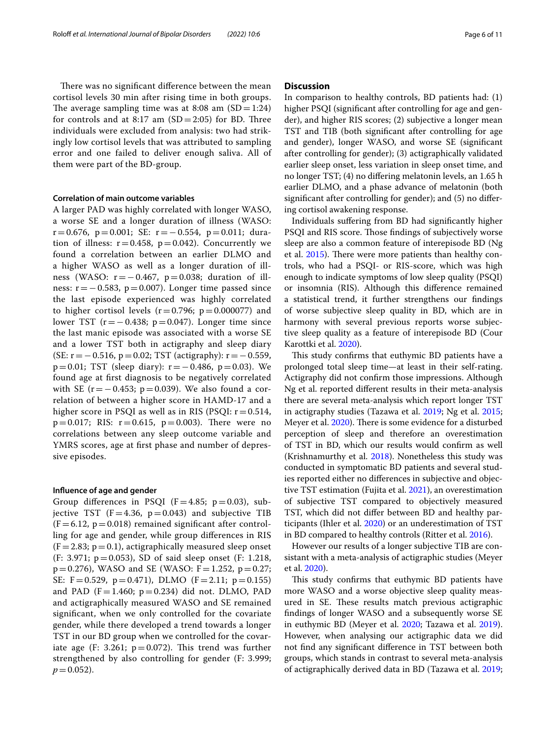There was no significant difference between the mean cortisol levels 30 min after rising time in both groups. The average sampling time was at 8:08 am (SD = 1:24) for controls and at 8:17 am (SD = 2:05) for BD. Three individuals were excluded from analysis: two had strikingly low cortisol levels that was attributed to sampling error and one failed to deliver enough saliva. All of them were part of the BD-group.

### Correlation of main outcome variables

A larger PAD was highly correlated with longer WASO, a worse SE and a longer duration of illness (WASO: $r = 0.676$, $p = 0.001$; SE: $r = -0.554$, $p = 0.011$; duration of illness: $r = 0.458$, $p = 0.042$). Concurrently we found a correlation between an earlier DLMO and a higher WASO as well as a longer duration of illness (WASO: $r = -0.467$, $p = 0.038$; duration of illness: $r = -0.583$, $p = 0.007$). Longer time passed since the last episode experienced was highly correlated to higher cortisol levels ($r = 0.796$; $p = 0.000077$) and lower TST ($r = -0.438$; $p = 0.047$). Longer time since the last manic episode was associated with a worse SE and a lower TST both in actigraphy and sleep diary (SE: $r = -0.516$, $p = 0.02$; TST (actigraphy): $r = -0.559$, $p = 0.01$; TST (sleep diary): $r = -0.486$, $p = 0.03$). We found age at first diagnosis to be negatively correlated with SE ($r = -0.453$; $p = 0.039$). We also found a correlation of between a higher score in HAMD-17 and a higher score in PSQI as well as in RIS (PSQI: $r = 0.514$, $p = 0.017$; RIS: $r = 0.615$, $p = 0.003$). There were no correlations between any sleep outcome variable and YMRS scores, age at first phase and number of depressive episodes.

### Influence of age and gender

Group differences in PSQI ($F = 4.85$; $p = 0.03$), subjective TST ($F = 4.36$, $p = 0.043$) and subjective TIB ($F = 6.12$, $p = 0.018$) remained significant after controlling for age and gender, while group differences in RIS ($F = 2.83$; $p = 0.1$), actigraphically measured sleep onset (F: 3.971; $p = 0.053$), SD of said sleep onset (F: 1.218, $p = 0.276$), WASO and SE (WASO: $F = 1.252$, $p = 0.27$; SE: $F = 0.529$, $p = 0.471$), DLMO ($F = 2.11$; $p = 0.155$) and PAD ($F = 1.460$; $p = 0.234$) did not. DLMO, PAD and actigraphically measured WASO and SE remained significant, when we only controlled for the covariate gender, while there developed a trend towards a longer TST in our BD group when we controlled for the covariate age (F: 3.261; $p = 0.072$). This trend was further strengthened by also controlling for gender (F: 3.999; $p = 0.052$).

## Discussion

In comparison to healthy controls, BD patients had: (1) higher PSQI (significant after controlling for age and gender), and higher RIS scores; (2) subjective a longer mean TST and TIB (both significant after controlling for age and gender), longer WASO, and worse SE (significant after controlling for gender); (3) actigraphically validated earlier sleep onset, less variation in sleep onset time, and no longer TST; (4) no differing melatonin levels, an 1.65 h earlier DLMO, and a phase advance of melatonin (both significant after controlling for gender); and (5) no differing cortisol awakening response.

Individuals suffering from BD had significantly higher PSQI and RIS score. Those findings of subjectively worse sleep are also a common feature of interepisode BD (Ng et al. 2015). There were more patients than healthy controls, who had a PSQI- or RIS-score, which was high enough to indicate symptoms of low sleep quality (PSQI) or insomnia (RIS). Although this difference remained a statistical trend, it further strengthens our findings of worse subjective sleep quality in BD, which are in harmony with several previous reports worse subjective sleep quality as a feature of interepisode BD (Cour Karottki et al. 2020).

This study confirms that euthymic BD patients have a prolonged total sleep time—at least in their self-rating. Actigraphy did not confirm those impressions. Although Ng et al. reported different results in their meta-analysis there are several meta-analysis which report longer TST in actigraphy studies (Tazawa et al. 2019; Ng et al. 2015; Meyer et al. 2020). There is some evidence for a disturbed perception of sleep and therefore an overestimation of TST in BD, which our results would confirm as well (Krishnamurthy et al. 2018). Nonetheless this study was conducted in symptomatic BD patients and several studies reported either no differences in subjective and objective TST estimation (Fujita et al. 2021), an overestimation of subjective TST compared to objectively measured TST, which did not differ between BD and healthy participants (Ihler et al. 2020) or an underestimation of TST in BD compared to healthy controls (Ritter et al. 2016).

However our results of a longer subjective TIB are consistant with a meta-analysis of actigraphic studies (Meyer et al. 2020).

This study confirms that euthymic BD patients have more WASO and a worse objective sleep quality measured in SE. These results match previous actigraphic findings of longer WASO and a subsequently worse SE in euthymic BD (Meyer et al. 2020; Tazawa et al. 2019). However, when analysing our actigraphic data we did not find any significant difference in TST between both groups, which stands in contrast to several meta-analysis of actigraphically derived data in BD (Tazawa et al. 2019;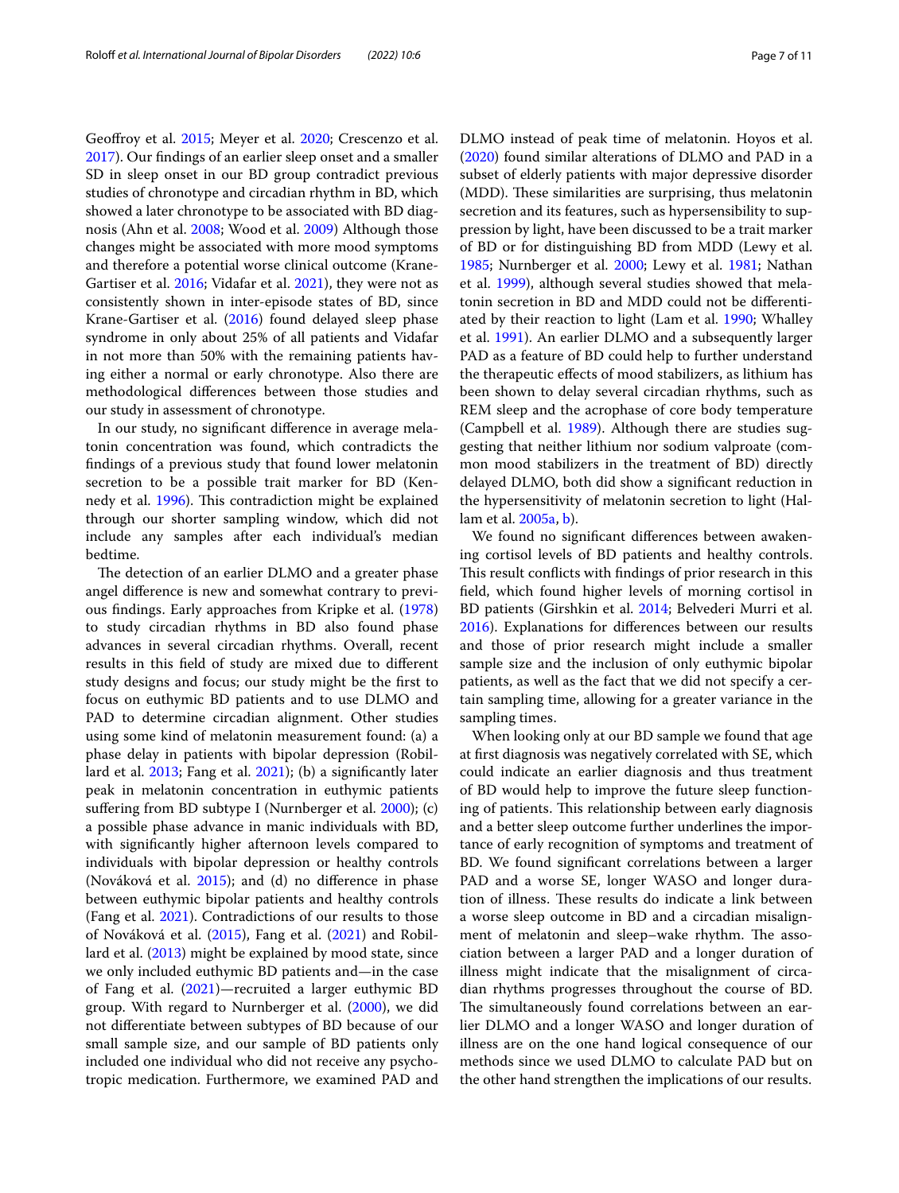Geoffroy et al. 2015; Meyer et al. 2020; Crescenzo et al. 2017). Our findings of an earlier sleep onset and a smaller SD in sleep onset in our BD group contradict previous studies of chronotype and circadian rhythm in BD, which showed a later chronotype to be associated with BD diagnosis (Ahn et al. 2008; Wood et al. 2009) Although those changes might be associated with more mood symptoms and therefore a potential worse clinical outcome (Krane-Gartiser et al. 2016; Vidafar et al. 2021), they were not as consistently shown in inter-episode states of BD, since Krane-Gartiser et al. (2016) found delayed sleep phase syndrome in only about 25% of all patients and Vidafar in not more than 50% with the remaining patients having either a normal or early chronotype. Also there are methodological differences between those studies and our study in assessment of chronotype.

In our study, no significant difference in average melatonin concentration was found, which contradicts the findings of a previous study that found lower melatonin secretion to be a possible trait marker for BD (Kennedy et al. 1996). This contradiction might be explained through our shorter sampling window, which did not include any samples after each individual's median bedtime.

The detection of an earlier DLMO and a greater phase angel difference is new and somewhat contrary to previous findings. Early approaches from Kripke et al. (1978) to study circadian rhythms in BD also found phase advances in several circadian rhythms. Overall, recent results in this field of study are mixed due to different study designs and focus; our study might be the first to focus on euthymic BD patients and to use DLMO and PAD to determine circadian alignment. Other studies using some kind of melatonin measurement found: (a) a phase delay in patients with bipolar depression (Robillard et al. 2013; Fang et al. 2021); (b) a significantly later peak in melatonin concentration in euthymic patients suffering from BD subtype I (Nurnberger et al. 2000); (c) a possible phase advance in manic individuals with BD, with significantly higher afternoon levels compared to individuals with bipolar depression or healthy controls (Nováková et al. 2015); and (d) no difference in phase between euthymic bipolar patients and healthy controls (Fang et al. 2021). Contradictions of our results to those of Nováková et al. (2015), Fang et al. (2021) and Robillard et al. (2013) might be explained by mood state, since we only included euthymic BD patients and—in the case of Fang et al. (2021)—recruited a larger euthymic BD group. With regard to Nurnberger et al. (2000), we did not differentiate between subtypes of BD because of our small sample size, and our sample of BD patients only included one individual who did not receive any psychotropic medication. Furthermore, we examined PAD and DLMO instead of peak time of melatonin. Hoyos et al. (2020) found similar alterations of DLMO and PAD in a subset of elderly patients with major depressive disorder (MDD). These similarities are surprising, thus melatonin secretion and its features, such as hypersensibility to suppression by light, have been discussed to be a trait marker of BD or for distinguishing BD from MDD (Lewy et al. 1985; Nurnberger et al. 2000; Lewy et al. 1981; Nathan et al. 1999), although several studies showed that melatonin secretion in BD and MDD could not be differentiated by their reaction to light (Lam et al. 1990; Whalley et al. 1991). An earlier DLMO and a subsequently larger PAD as a feature of BD could help to further understand the therapeutic effects of mood stabilizers, as lithium has been shown to delay several circadian rhythms, such as REM sleep and the acrophase of core body temperature (Campbell et al. 1989). Although there are studies suggesting that neither lithium nor sodium valproate (common mood stabilizers in the treatment of BD) directly delayed DLMO, both did show a significant reduction in the hypersensitivity of melatonin secretion to light (Hallam et al. 2005a, b).

We found no significant differences between awakening cortisol levels of BD patients and healthy controls. This result conflicts with findings of prior research in this field, which found higher levels of morning cortisol in BD patients (Girshkin et al. 2014; Belvederi Murri et al. 2016). Explanations for differences between our results and those of prior research might include a smaller sample size and the inclusion of only euthymic bipolar patients, as well as the fact that we did not specify a certain sampling time, allowing for a greater variance in the sampling times.

When looking only at our BD sample we found that age at first diagnosis was negatively correlated with SE, which could indicate an earlier diagnosis and thus treatment of BD would help to improve the future sleep functioning of patients. This relationship between early diagnosis and a better sleep outcome further underlines the importance of early recognition of symptoms and treatment of BD. We found significant correlations between a larger PAD and a worse SE, longer WASO and longer duration of illness. These results do indicate a link between a worse sleep outcome in BD and a circadian misalignment of melatonin and sleep–wake rhythm. The association between a larger PAD and a longer duration of illness might indicate that the misalignment of circadian rhythms progresses throughout the course of BD. The simultaneously found correlations between an earlier DLMO and a longer WASO and longer duration of illness are on the one hand logical consequence of our methods since we used DLMO to calculate PAD but on the other hand strengthen the implications of our results.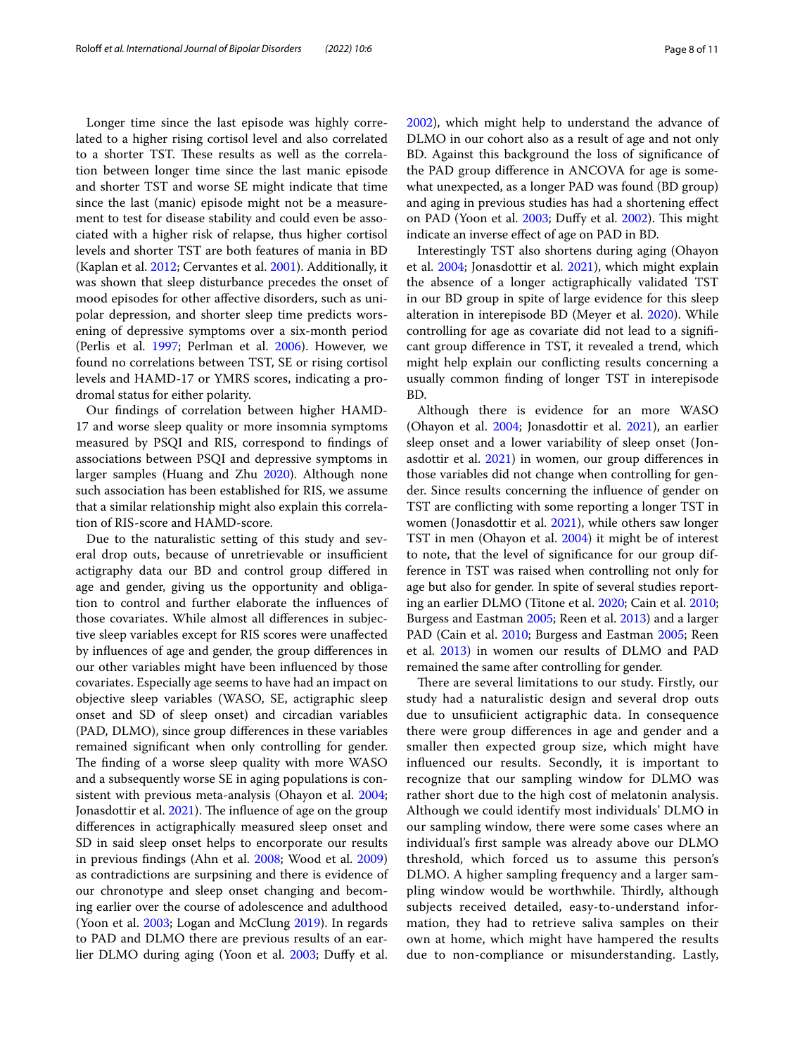Longer time since the last episode was highly correlated to a higher rising cortisol level and also correlated to a shorter TST. These results as well as the correlation between longer time since the last manic episode and shorter TST and worse SE might indicate that time since the last (manic) episode might not be a measurement to test for disease stability and could even be associated with a higher risk of relapse, thus higher cortisol levels and shorter TST are both features of mania in BD (Kaplan et al. 2012; Cervantes et al. 2001). Additionally, it was shown that sleep disturbance precedes the onset of mood episodes for other affective disorders, such as unipolar depression, and shorter sleep time predicts worsening of depressive symptoms over a six-month period (Perlis et al. 1997; Perlman et al. 2006). However, we found no correlations between TST, SE or rising cortisol levels and HAMD-17 or YMRS scores, indicating a prodromal status for either polarity.

Our findings of correlation between higher HAMD-17 and worse sleep quality or more insomnia symptoms measured by PSQI and RIS, correspond to findings of associations between PSQI and depressive symptoms in larger samples (Huang and Zhu 2020). Although none such association has been established for RIS, we assume that a similar relationship might also explain this correlation of RIS-score and HAMD-score.

Due to the naturalistic setting of this study and several drop outs, because of unretrievable or insufficient actigraphy data our BD and control group differed in age and gender, giving us the opportunity and obligation to control and further elaborate the influences of those covariates. While almost all differences in subjective sleep variables except for RIS scores were unaffected by influences of age and gender, the group differences in our other variables might have been influenced by those covariates. Especially age seems to have had an impact on objective sleep variables (WASO, SE, actigraphic sleep onset and SD of sleep onset) and circadian variables (PAD, DLMO), since group differences in these variables remained significant when only controlling for gender. The finding of a worse sleep quality with more WASO and a subsequently worse SE in aging populations is consistent with previous meta-analysis (Ohayon et al. 2004; Jonasdottir et al. 2021). The influence of age on the group differences in actigraphically measured sleep onset and SD in said sleep onset helps to encorporate our results in previous findings (Ahn et al. 2008; Wood et al. 2009) as contradictions are surpsining and there is evidence of our chronotype and sleep onset changing and becoming earlier over the course of adolescence and adulthood (Yoon et al. 2003; Logan and McClung 2019). In regards to PAD and DLMO there are previous results of an earlier DLMO during aging (Yoon et al. 2003; Duffy et al. 2002), which might help to understand the advance of DLMO in our cohort also as a result of age and not only BD. Against this background the loss of significance of the PAD group difference in ANCOVA for age is somewhat unexpected, as a longer PAD was found (BD group) and aging in previous studies has had a shortening effect on PAD (Yoon et al. 2003; Duffy et al. 2002). This might indicate an inverse effect of age on PAD in BD.

Interestingly TST also shortens during aging (Ohayon et al. 2004; Jonasdottir et al. 2021), which might explain the absence of a longer actigraphically validated TST in our BD group in spite of large evidence for this sleep alteration in interepisode BD (Meyer et al. 2020). While controlling for age as covariate did not lead to a significant group difference in TST, it revealed a trend, which might help explain our conflicting results concerning a usually common finding of longer TST in interepisode BD.

Although there is evidence for an more WASO (Ohayon et al. 2004; Jonasdottir et al. 2021), an earlier sleep onset and a lower variability of sleep onset (Jonasdottir et al. 2021) in women, our group differences in those variables did not change when controlling for gender. Since results concerning the influence of gender on TST are conflicting with some reporting a longer TST in women (Jonasdottir et al. 2021), while others saw longer TST in men (Ohayon et al. 2004) it might be of interest to note, that the level of significance for our group difference in TST was raised when controlling not only for age but also for gender. In spite of several studies reporting an earlier DLMO (Titone et al. 2020; Cain et al. 2010; Burgess and Eastman 2005; Reen et al. 2013) and a larger PAD (Cain et al. 2010; Burgess and Eastman 2005; Reen et al. 2013) in women our results of DLMO and PAD remained the same after controlling for gender.

There are several limitations to our study. Firstly, our study had a naturalistic design and several drop outs due to unsufiicient actigraphic data. In consequence there were group differences in age and gender and a smaller then expected group size, which might have influenced our results. Secondly, it is important to recognize that our sampling window for DLMO was rather short due to the high cost of melatonin analysis. Although we could identify most individuals' DLMO in our sampling window, there were some cases where an individual's first sample was already above our DLMO threshold, which forced us to assume this person's DLMO. A higher sampling frequency and a larger sampling window would be worthwhile. Thirdly, although subjects received detailed, easy-to-understand information, they had to retrieve saliva samples on their own at home, which might have hampered the results due to non-compliance or misunderstanding. Lastly,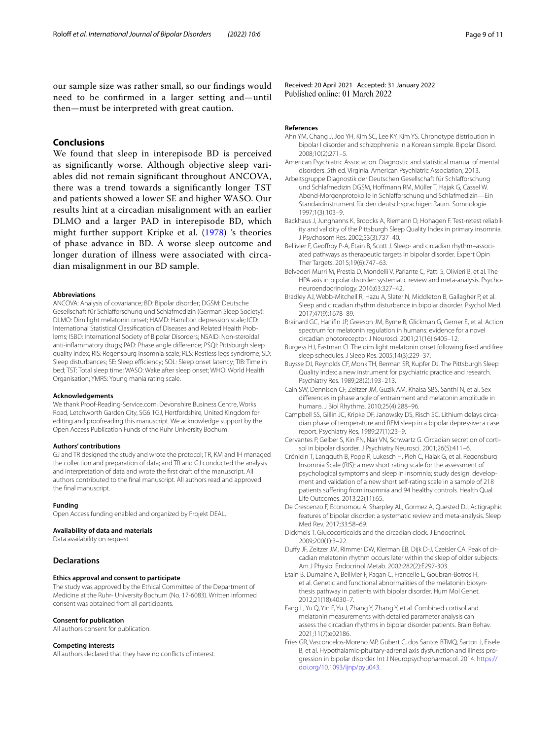our sample size was rather small, so our findings would need to be confirmed in a larger setting and—until then—must be interpreted with great caution.

## Conclusions

We found that sleep in interepisode BD is perceived as significantly worse. Although objective sleep variables did not remain significant throughout ANCOVA, there was a trend towards a significantly longer TST and patients showed a lower SE and higher WASO. Our results hint at a circadian misalignment with an earlier DLMO and a larger PAD in interepisode BD, which might further support Kripke et al. (1978) 's theories of phase advance in BD. A worse sleep outcome and longer duration of illness were associated with circadian misalignment in our BD sample.

#### Abbreviations

ANCOVA: Analysis of covariance; BD: Bipolar disorder; DGSM: Deutsche Gesellschaft für Schlafforschung und Schlafmedizin (German Sleep Society); DLMO: Dim light melatonin onset; HAMD: Hamilton depression scale; ICD: International Statistical Classification of Diseases and Related Health Problems; ISBD: International Society of Bipolar Disorders; NSAID: Non-steroidal anti-inflammatory drugs; PAD: Phase angle difference; PSQI: Pittsburgh sleep quality index; RIS: Regensburg insomnia scale; RLS: Restless legs syndrome; SD: Sleep disturbances; SE: Sleep efficiency; SOL: Sleep onset latency; TIB: Time in bed; TST: Total sleep time; WASO: Wake after sleep onset; WHO: World Health Organisation; YMRS: Young mania rating scale.

#### Acknowledgements

We thank Proof-Reading-Service.com, Devonshire Business Centre, Works Road, Letchworth Garden City, SG6 1GJ, Hertfordshire, United Kingdom for editing and proofreading this manuscript. We acknowledge support by the Open Access Publication Funds of the Ruhr University Bochum.

#### Authors' contributions

GJ and TR designed the study and wrote the protocol; TR, KM and IH managed the collection and preparation of data; and TR and GJ conducted the analysis and interpretation of data and wrote the first draft of the manuscript. All authors contributed to the final manuscript. All authors read and approved the final manuscript.

#### Funding

Open Access funding enabled and organized by Projekt DEAL.

#### Availability of data and materials

Data availability on request.

### Declarations

#### Ethics approval and consent to participate

The study was approved by the Ethical Committee of the Department of Medicine at the Ruhr- University Bochum (No. 17-6083). Written informed consent was obtained from all participants.

#### Consent for publication

All authors consent for publication.

#### Competing interests

All authors declared that they have no conflicts of interest.

Received: 20 April 2021 Accepted: 31 January 2022
Published online: 01 March 2022

#### References

Ahn YM, Chang J, Joo YH, Kim SC, Lee KY, Kim YS. Chronotype distribution in bipolar I disorder and schizophrenia in a Korean sample. Bipolar Disord. 2008;10(2):271–5.

American Psychiatric Association. Diagnostic and statistical manual of mental disorders. 5th ed. Virginia: American Psychiatric Association; 2013.

Arbeitsgruppe Diagnostik der Deutschen Gesellschaft für Schlafforschung und Schlafmedizin DGSM, Hoffmann RM, Müller T, Hajak G, Cassel W. Abend-Morgenprotokolle in Schlafforschung und Schlafmedizin—Ein Standardinstrument für den deutschsprachigen Raum. Somnologie. 1997;1(3):103–9.

Backhaus J, Junghanns K, Broocks A, Riemann D, Hohagen F. Test-retest reliability and validity of the Pittsburgh Sleep Quality Index in primary insomnia. J Psychosom Res. 2002;53(3):737–40.

Bellivier F, Geoffroy P-A, Etain B, Scott J. Sleep- and circadian rhythm–associated pathways as therapeutic targets in bipolar disorder. Expert Opin Ther Targets. 2015;19(6):747–63.

Belvederi Murri M, Prestia D, Mondelli V, Pariante C, Patti S, Olivieri B, et al. The HPA axis in bipolar disorder: systematic review and meta-analysis. Psychoneuroendocrinology. 2016;63:327–42.

Bradley AJ, Webb-Mitchell R, Hazu A, Slater N, Middleton B, Gallagher P, et al. Sleep and circadian rhythm disturbance in bipolar disorder. Psychol Med. 2017;47(9):1678–89.

Brainard GC, Hanifin JP, Greeson JM, Byrne B, Glickman G, Gerner E, et al. Action spectrum for melatonin regulation in humans: evidence for a novel circadian photoreceptor. J Neurosci. 2001;21(16):6405–12.

Burgess HJ, Eastman CI. The dim light melatonin onset following fixed and free sleep schedules. J Sleep Res. 2005;14(3):229–37.

Buysse DJ, Reynolds CF, Monk TH, Berman SR, Kupfer DJ. The Pittsburgh Sleep Quality Index: a new instrument for psychiatric practice and research. Psychiatry Res. 1989;28(2):193–213.

Cain SW, Dennison CF, Zeitzer JM, Guzik AM, Khalsa SBS, Santhi N, et al. Sex differences in phase angle of entrainment and melatonin amplitude in humans. J Biol Rhythms. 2010;25(4):288–96.

Campbell SS, Gillin JC, Kripke DF, Janowsky DS, Risch SC. Lithium delays circadian phase of temperature and REM sleep in a bipolar depressive: a case report. Psychiatry Res. 1989;27(1):23–9.

Cervantes P, Gelber S, Kin FN, Nair VN, Schwartz G. Circadian secretion of cortisol in bipolar disorder. J Psychiatry Neurosci. 2001;26(5):411–6.

Crönlein T, Langguth B, Popp R, Lukesch H, Pieh C, Hajak G, et al. Regensburg Insomnia Scale (RIS): a new short rating scale for the assessment of psychological symptoms and sleep in insomnia; study design: development and validation of a new short self-rating scale in a sample of 218 patients suffering from insomnia and 94 healthy controls. Health Qual Life Outcomes. 2013;22(11):65.

De Crescenzo F, Economou A, Sharpley AL, Gormez A, Quested DJ. Actigraphic features of bipolar disorder: a systematic review and meta-analysis. Sleep Med Rev. 2017;33:58–69.

Dickmeis T. Glucocorticoids and the circadian clock. J Endocrinol. 2009;200(1):3–22.

Duffy JF, Zeitzer JM, Rimmer DW, Klerman EB, Dijk D-J, Czeisler CA. Peak of circadian melatonin rhythm occurs later within the sleep of older subjects. Am J Physiol Endocrinol Metab. 2002;282(2):E297-303.

Etain B, Dumaine A, Bellivier F, Pagan C, Francelle L, Goubran-Botros H, et al. Genetic and functional abnormalities of the melatonin biosynthesis pathway in patients with bipolar disorder. Hum Mol Genet. 2012;21(18):4030–7.

Fang L, Yu Q, Yin F, Yu J, Zhang Y, Zhang Y, et al. Combined cortisol and melatonin measurements with detailed parameter analysis can assess the circadian rhythms in bipolar disorder patients. Brain Behav. 2021;11(7):e02186.

Fries GR, Vasconcelos-Moreno MP, Gubert C, dos Santos BTMQ, Sartori J, Eisele B, et al. Hypothalamic-pituitary-adrenal axis dysfunction and illness progression in bipolar disorder. Int J Neuropsychopharmacol. 2014. https://doi.org/10.1093/ijnp/pyu043.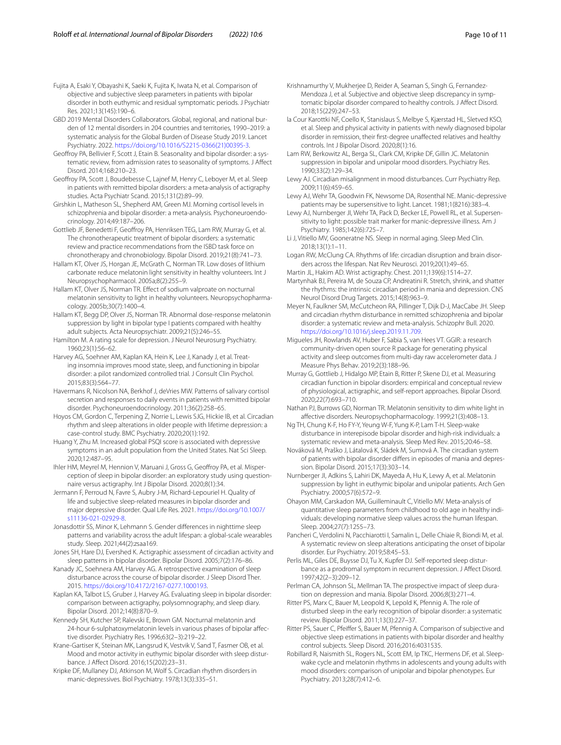Fujita A, Esaki Y, Obayashi K, Saeki K, Fujita K, Iwata N, et al. Comparison of objective and subjective sleep parameters in patients with bipolar disorder in both euthymic and residual symptomatic periods. J Psychiatr Res. 2021;13(145):190–6.

GBD 2019 Mental Disorders Collaborators. Global, regional, and national burden of 12 mental disorders in 204 countries and territories, 1990–2019: a systematic analysis for the Global Burden of Disease Study 2019. Lancet Psychiatry. 2022. https://doi.org/10.1016/S2215-0366(21)00395-3.

Geoffroy PA, Bellivier F, Scott J, Etain B. Seasonality and bipolar disorder: a systematic review, from admission rates to seasonality of symptoms. J Affect Disord. 2014;168:210–23.

Geoffroy PA, Scott J, Boudebesse C, Lajnef M, Henry C, Leboyer M, et al. Sleep in patients with remitted bipolar disorders: a meta-analysis of actigraphy studies. Acta Psychiatr Scand. 2015;131(2):89–99.

Girshkin L, Matheson SL, Shepherd AM, Green MJ. Morning cortisol levels in schizophrenia and bipolar disorder: a meta-analysis. Psychoneuroendocrinology. 2014;49:187–206.

Gottlieb JF, Benedetti F, Geoffroy PA, Henriksen TEG, Lam RW, Murray G, et al. The chronotherapeutic treatment of bipolar disorders: a systematic review and practice recommendations from the ISBD task force on chronotherapy and chronobiology. Bipolar Disord. 2019;21(8):741–73.

Hallam KT, Olver JS, Horgan JE, McGrath C, Norman TR. Low doses of lithium carbonate reduce melatonin light sensitivity in healthy volunteers. Int J Neuropsychopharmacol. 2005a;8(2):255–9.

Hallam KT, Olver JS, Norman TR. Effect of sodium valproate on nocturnal melatonin sensitivity to light in healthy volunteers. Neuropsychopharmacology. 2005b;30(7):1400–4.

Hallam KT, Begg DP, Olver JS, Norman TR. Abnormal dose-response melatonin suppression by light in bipolar type I patients compared with healthy adult subjects. Acta Neuropsychiatr. 2009;21(5):246–55.

Hamilton M. A rating scale for depression. J Neurol Neurosurg Psychiatry. 1960;23(1):56–62.

Harvey AG, Soehner AM, Kaplan KA, Hein K, Lee J, Kanady J, et al. Treating insomnia improves mood state, sleep, and functioning in bipolar disorder: a pilot randomized controlled trial. J Consult Clin Psychol. 2015;83(3):564–77.

Havermans R, Nicolson NA, Berkhof J, deVries MW. Patterns of salivary cortisol secretion and responses to daily events in patients with remitted bipolar disorder. Psychoneuroendocrinology. 2011;36(2):258–65.

Hoyos CM, Gordon C, Terpening Z, Norrie L, Lewis SJG, Hickie IB, et al. Circadian rhythm and sleep alterations in older people with lifetime depression: a case-control study. BMC Psychiatry. 2020;20(1):192.

Huang Y, Zhu M. Increased global PSQI score is associated with depressive symptoms in an adult population from the United States. Nat Sci Sleep. 2020;12:487–95.

Ihler HM, Meyrel M, Hennion V, Maruani J, Gross G, Geoffroy PA, et al. Misperception of sleep in bipolar disorder: an exploratory study using questionnaire versus actigraphy. Int J Bipolar Disord. 2020;8(1):34.

Jermann F, Perroud N, Favre S, Aubry J-M, Richard-Lepouriel H. Quality of life and subjective sleep-related measures in bipolar disorder and major depressive disorder. Qual Life Res. 2021. https://doi.org/10.1007/s11136-021-02929-8.

Jonasdottir SS, Minor K, Lehmann S. Gender differences in nighttime sleep patterns and variability across the adult lifespan: a global-scale wearables study. Sleep. 2021;44(2):zsaa169.

Jones SH, Hare DJ, Evershed K. Actigraphic assessment of circadian activity and sleep patterns in bipolar disorder. Bipolar Disord. 2005;7(2):176–86.

Kanady JC, Soehnera AM, Harvey AG. A retrospective examination of sleep disturbance across the course of bipolar disorder. J Sleep Disord Ther. 2015. https://doi.org/10.4172/2167-0277.1000193.

Kaplan KA, Talbot LS, Gruber J, Harvey AG. Evaluating sleep in bipolar disorder: comparison between actigraphy, polysomnography, and sleep diary. Bipolar Disord. 2012;14(8):870–9.

Kennedy SH, Kutcher SP, Ralevski E, Brown GM. Nocturnal melatonin and 24-hour 6-sulphatoxymelatonin levels in various phases of bipolar affective disorder. Psychiatry Res. 1996;63(2–3):219–22.

Krane-Gartiser K, Steinan MK, Langsrud K, Vestvik V, Sand T, Fasmer OB, et al. Mood and motor activity in euthymic bipolar disorder with sleep disturbance. J Affect Disord. 2016;15(202):23–31.

Kripke DF, Mullaney DJ, Atkinson M, Wolf S. Circadian rhythm disorders in manic-depressives. Biol Psychiatry. 1978;13(3):335–51.

Krishnamurthy V, Mukherjee D, Reider A, Seaman S, Singh G, Fernandez-Mendoza J, et al. Subjective and objective sleep discrepancy in symptomatic bipolar disorder compared to healthy controls. J Affect Disord. 2018;15(229):247–53.

la Cour Karottki NF, Coello K, Stanislaus S, Melbye S, Kjærstad HL, Sletved KSO, et al. Sleep and physical activity in patients with newly diagnosed bipolar disorder in remission, their first-degree unaffected relatives and healthy controls. Int J Bipolar Disord. 2020;8(1):16.

Lam RW, Berkowitz AL, Berga SL, Clark CM, Kripke DF, Gillin JC. Melatonin suppression in bipolar and unipolar mood disorders. Psychiatry Res. 1990;33(2):129–34.

Lewy AJ. Circadian misalignment in mood disturbances. Curr Psychiatry Rep. 2009;11(6):459–65.

Lewy AJ, Wehr TA, Goodwin FK, Newsome DA, Rosenthal NE. Manic-depressive patients may be supersensitive to light. Lancet. 1981;1(8216):383–4.

Lewy AJ, Nurnberger JI, Wehr TA, Pack D, Becker LE, Powell RL, et al. Supersensitivity to light: possible trait marker for manic-depressive illness. Am J Psychiatry. 1985;142(6):725–7.

Li J, Vitiello MV, Gooneratne NS. Sleep in normal aging. Sleep Med Clin. 2018;13(1):1–11.

Logan RW, McClung CA. Rhythms of life: circadian disruption and brain disorders across the lifespan. Nat Rev Neurosci. 2019;20(1):49–65.

Martin JL, Hakim AD. Wrist actigraphy. Chest. 2011;139(6):1514–27.

Martynhak BJ, Pereira M, de Souza CP, Andreatini R. Stretch, shrink, and shatter the rhythms: the intrinsic circadian period in mania and depression. CNS Neurol Disord Drug Targets. 2015;14(8):963–9.

Meyer N, Faulkner SM, McCutcheon RA, Pillinger T, Dijk D-J, MacCabe JH. Sleep and circadian rhythm disturbance in remitted schizophrenia and bipolar disorder: a systematic review and meta-analysis. Schizophr Bull. 2020. https://doi.org/10.1016/j.sleep.2019.11.709.

Migueles JH, Rowlands AV, Huber F, Sabia S, van Hees VT. GGIR: a research community-driven open source R package for generating physical activity and sleep outcomes from multi-day raw accelerometer data. J Measure Phys Behav. 2019;2(3):188–96.

Murray G, Gottlieb J, Hidalgo MP, Etain B, Ritter P, Skene DJ, et al. Measuring circadian function in bipolar disorders: empirical and conceptual review of physiological, actigraphic, and self-report approaches. Bipolar Disord. 2020;22(7):693–710.

Nathan PJ, Burrows GD, Norman TR. Melatonin sensitivity to dim white light in affective disorders. Neuropsychopharmacology. 1999;21(3):408–13.

Ng TH, Chung K-F, Ho FY-Y, Yeung W-F, Yung K-P, Lam T-H. Sleep-wake disturbance in interepisode bipolar disorder and high-risk individuals: a systematic review and meta-analysis. Sleep Med Rev. 2015;20:46–58.

Nováková M, Praško J, Látalová K, Sládek M, Sumová A. The circadian system of patients with bipolar disorder differs in episodes of mania and depression. Bipolar Disord. 2015;17(3):303–14.

Nurnberger JI, Adkins S, Lahiri DK, Mayeda A, Hu K, Lewy A, et al. Melatonin suppression by light in euthymic bipolar and unipolar patients. Arch Gen Psychiatry. 2000;57(6):572–9.

Ohayon MM, Carskadon MA, Guilleminault C, Vitiello MV. Meta-analysis of quantitative sleep parameters from childhood to old age in healthy individuals: developing normative sleep values across the human lifespan. Sleep. 2004;27(7):1255–73.

Pancheri C, Verdolini N, Pacchiarotti I, Samalin L, Delle Chiaie R, Biondi M, et al. A systematic review on sleep alterations anticipating the onset of bipolar disorder. Eur Psychiatry. 2019;58:45–53.

Perlis ML, Giles DE, Buysse DJ, Tu X, Kupfer DJ. Self-reported sleep disturbance as a prodromal symptom in recurrent depression. J Affect Disord. 1997;42(2–3):209–12.

Perlman CA, Johnson SL, Mellman TA. The prospective impact of sleep duration on depression and mania. Bipolar Disord. 2006;8(3):271–4.

Ritter PS, Marx C, Bauer M, Leopold K, Lepold K, Pfennig A. The role of disturbed sleep in the early recognition of bipolar disorder: a systematic review. Bipolar Disord. 2011;13(3):227–37.

Ritter PS, Sauer C, Pfeiffer S, Bauer M, Pfennig A. Comparison of subjective and objective sleep estimations in patients with bipolar disorder and healthy control subjects. Sleep Disord. 2016;2016:4031535.

Robillard R, Naismith SL, Rogers NL, Scott EM, Ip TKC, Hermens DF, et al. Sleep-wake cycle and melatonin rhythms in adolescents and young adults with mood disorders: comparison of unipolar and bipolar phenotypes. Eur Psychiatry. 2013;28(7):412–6.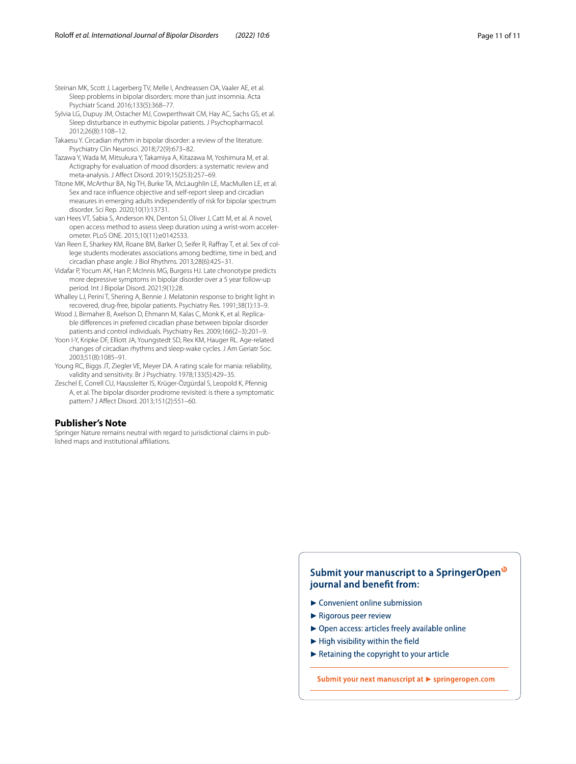Steinan MK, Scott J, Lagerberg TV, Melle I, Andreassen OA, Vaaler AE, et al. Sleep problems in bipolar disorders: more than just insomnia. Acta Psychiatr Scand. 2016;133(5):368–77.

Sylvia LG, Dupuy JM, Ostacher MJ, Cowperthwait CM, Hay AC, Sachs GS, et al. Sleep disturbance in euthymic bipolar patients. J Psychopharmacol. 2012;26(8):1108–12.

Takaesu Y. Circadian rhythm in bipolar disorder: a review of the literature. Psychiatry Clin Neurosci. 2018;72(9):673–82.

Tazawa Y, Wada M, Mitsukura Y, Takamiya A, Kitazawa M, Yoshimura M, et al. Actigraphy for evaluation of mood disorders: a systematic review and meta-analysis. J Affect Disord. 2019;15(253):257–69.

Titone MK, McArthur BA, Ng TH, Burke TA, McLaughlin LE, MacMullen LE, et al. Sex and race influence objective and self-report sleep and circadian measures in emerging adults independently of risk for bipolar spectrum disorder. Sci Rep. 2020;10(1):13731.

van Hees VT, Sabia S, Anderson KN, Denton SJ, Oliver J, Catt M, et al. A novel, open access method to assess sleep duration using a wrist-worn accelerometer. PLoS ONE. 2015;10(11):e0142533.

Van Reen E, Sharkey KM, Roane BM, Barker D, Seifer R, Raffray T, et al. Sex of college students moderates associations among bedtime, time in bed, and circadian phase angle. J Biol Rhythms. 2013;28(6):425–31.

Vidafar P, Yocum AK, Han P, McInnis MG, Burgess HJ. Late chronotype predicts more depressive symptoms in bipolar disorder over a 5 year follow-up period. Int J Bipolar Disord. 2021;9(1):28.

Whalley LJ, Perini T, Shering A, Bennie J. Melatonin response to bright light in recovered, drug-free, bipolar patients. Psychiatry Res. 1991;38(1):13–9.

Wood J, Birmaher B, Axelson D, Ehmann M, Kalas C, Monk K, et al. Replicable differences in preferred circadian phase between bipolar disorder patients and control individuals. Psychiatry Res. 2009;166(2–3):201–9.

Yoon I-Y, Kripke DF, Elliott JA, Youngstedt SD, Rex KM, Hauger RL. Age-related changes of circadian rhythms and sleep-wake cycles. J Am Geriatr Soc. 2003;51(8):1085–91.

Young RC, Biggs JT, Ziegler VE, Meyer DA. A rating scale for mania: reliability, validity and sensitivity. Br J Psychiatry. 1978;133(5):429–35.

Zeschel E, Correll CU, Haussleiter IS, Krüger-Özgürdal S, Leopold K, Pfennig A, et al. The bipolar disorder prodrome revisited: is there a symptomatic pattern? J Affect Disord. 2013;151(2):551–60.

## Publisher's Note

Springer Nature remains neutral with regard to jurisdictional claims in published maps and institutional affiliations.

**Submit your manuscript to a SpringerOpen journal and benefit from:**

- ► Convenient online submission
- ► Rigorous peer review
- ► Open access: articles freely available online
- ► High visibility within the field
- ► Retaining the copyright to your article

**Submit your next manuscript at ► springeropen.com**